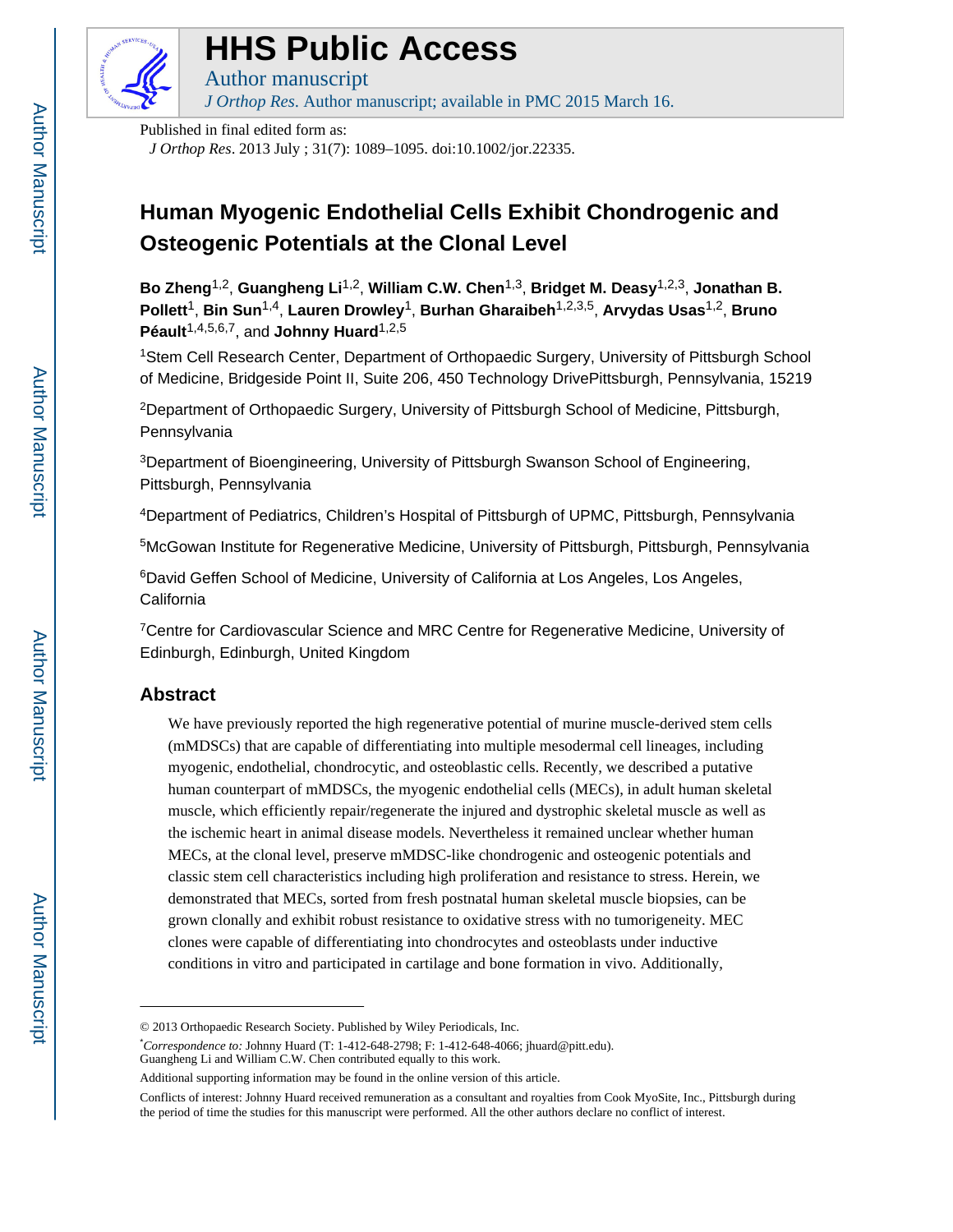HHS Public Access

Author manuscript

*J Orthop Res*. Author manuscript; available in PMC 2015 March 16.

Published in final edited form as:

*J Orthop Res*. 2013 July ; 31(7): 1089–1095. doi:10.1002/jor.22335.

# Human Myogenic Endothelial Cells Exhibit Chondrogenic and Osteogenic Potentials at the Clonal Level

**Bo Zheng**[1,2], **Guangheng Li**[1,2], **William C.W. Chen**[1,3], **Bridget M. Deasy**[1,2,3], **Jonathan B. Pollett**[1], **Bin Sun**[1,4], **Lauren Drowley**[1], **Burhan Gharaibeh**[1,2,3,5], **Arvydas Usas**[1,2], **Bruno Péault**[1,4,5,6,7], and **Johnny Huard**[1,2,5]

[1]Stem Cell Research Center, Department of Orthopaedic Surgery, University of Pittsburgh School of Medicine, Bridgeside Point II, Suite 206, 450 Technology DrivePittsburgh, Pennsylvania, 15219

[2]Department of Orthopaedic Surgery, University of Pittsburgh School of Medicine, Pittsburgh, Pennsylvania

[3]Department of Bioengineering, University of Pittsburgh Swanson School of Engineering, Pittsburgh, Pennsylvania

[4]Department of Pediatrics, Children's Hospital of Pittsburgh of UPMC, Pittsburgh, Pennsylvania

[5]McGowan Institute for Regenerative Medicine, University of Pittsburgh, Pittsburgh, Pennsylvania

[6]David Geffen School of Medicine, University of California at Los Angeles, Los Angeles, California

[7]Centre for Cardiovascular Science and MRC Centre for Regenerative Medicine, University of Edinburgh, Edinburgh, United Kingdom

## Abstract

We have previously reported the high regenerative potential of murine muscle-derived stem cells (mMDSCs) that are capable of differentiating into multiple mesodermal cell lineages, including myogenic, endothelial, chondrocytic, and osteoblastic cells. Recently, we described a putative human counterpart of mMDSCs, the myogenic endothelial cells (MECs), in adult human skeletal muscle, which efficiently repair/regenerate the injured and dystrophic skeletal muscle as well as the ischemic heart in animal disease models. Nevertheless it remained unclear whether human MECs, at the clonal level, preserve mMDSC-like chondrogenic and osteogenic potentials and classic stem cell characteristics including high proliferation and resistance to stress. Herein, we demonstrated that MECs, sorted from fresh postnatal human skeletal muscle biopsies, can be grown clonally and exhibit robust resistance to oxidative stress with no tumorigeneity. MEC clones were capable of differentiating into chondrocytes and osteoblasts under inductive conditions in vitro and participated in cartilage and bone formation in vivo. Additionally,

© 2013 Orthopaedic Research Society. Published by Wiley Periodicals, Inc.

*Correspondence to:* Johnny Huard (T: 1-412-648-2798; F: 1-412-648-4066; jhuard@pitt.edu).

Guangheng Li and William C.W. Chen contributed equally to this work.

Additional supporting information may be found in the online version of this article.

Conflicts of interest: Johnny Huard received remuneration as a consultant and royalties from Cook MyoSite, Inc., Pittsburgh during the period of time the studies for this manuscript were performed. All the other authors declare no conflict of interest.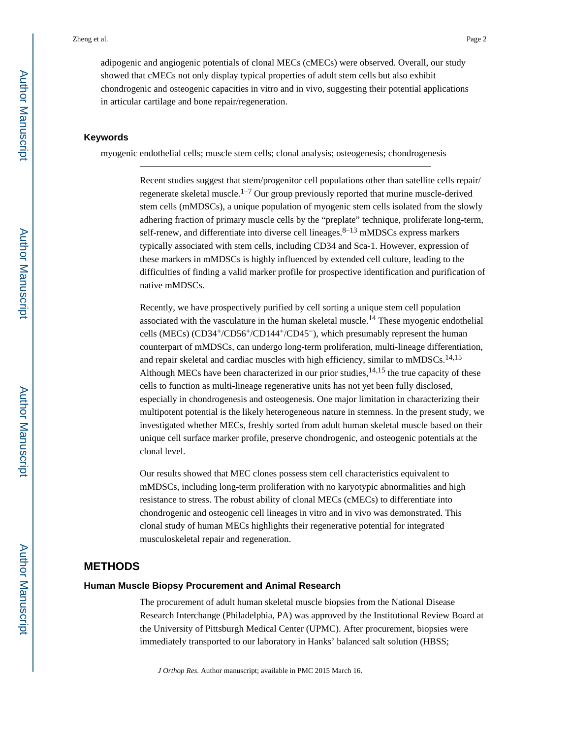adipogenic and angiogenic potentials of clonal MECs (cMECs) were observed. Overall, our study showed that cMECs not only display typical properties of adult stem cells but also exhibit chondrogenic and osteogenic capacities in vitro and in vivo, suggesting their potential applications in articular cartilage and bone repair/regeneration.

### Keywords

myogenic endothelial cells; muscle stem cells; clonal analysis; osteogenesis; chondrogenesis

---

Recent studies suggest that stem/progenitor cell populations other than satellite cells repair/regenerate skeletal muscle.[1–7] Our group previously reported that murine muscle-derived stem cells (mMDSCs), a unique population of myogenic stem cells isolated from the slowly adhering fraction of primary muscle cells by the "preplate" technique, proliferate long-term, self-renew, and differentiate into diverse cell lineages.[8–13] mMDSCs express markers typically associated with stem cells, including CD34 and Sca-1. However, expression of these markers in mMDSCs is highly influenced by extended cell culture, leading to the difficulties of finding a valid marker profile for prospective identification and purification of native mMDSCs.

Recently, we have prospectively purified by cell sorting a unique stem cell population associated with the vasculature in the human skeletal muscle.[14] These myogenic endothelial cells (MECs) ($CD34^+/CD56^+/CD144^+/CD45^-$), which presumably represent the human counterpart of mMDSCs, can undergo long-term proliferation, multi-lineage differentiation, and repair skeletal and cardiac muscles with high efficiency, similar to mMDSCs.[14,15] Although MECs have been characterized in our prior studies,[14,15] the true capacity of these cells to function as multi-lineage regenerative units has not yet been fully disclosed, especially in chondrogenesis and osteogenesis. One major limitation in characterizing their multipotent potential is the likely heterogeneous nature in stemness. In the present study, we investigated whether MECs, freshly sorted from adult human skeletal muscle based on their unique cell surface marker profile, preserve chondrogenic, and osteogenic potentials at the clonal level.

Our results showed that MEC clones possess stem cell characteristics equivalent to mMDSCs, including long-term proliferation with no karyotypic abnormalities and high resistance to stress. The robust ability of clonal MECs (cMECs) to differentiate into chondrogenic and osteogenic cell lineages in vitro and in vivo was demonstrated. This clonal study of human MECs highlights their regenerative potential for integrated musculoskeletal repair and regeneration.

## METHODS

### Human Muscle Biopsy Procurement and Animal Research

The procurement of adult human skeletal muscle biopsies from the National Disease Research Interchange (Philadelphia, PA) was approved by the Institutional Review Board at the University of Pittsburgh Medical Center (UPMC). After procurement, biopsies were immediately transported to our laboratory in Hanks' balanced salt solution (HBSS;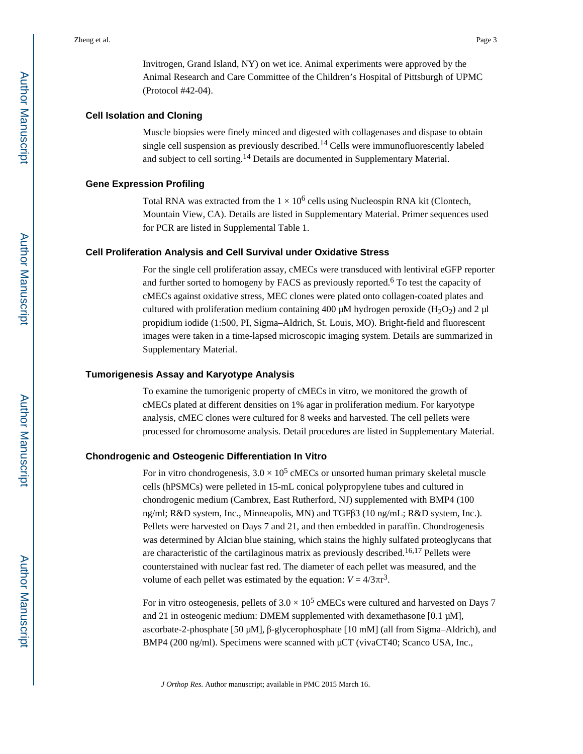Invitrogen, Grand Island, NY) on wet ice. Animal experiments were approved by the Animal Research and Care Committee of the Children's Hospital of Pittsburgh of UPMC (Protocol #42-04).

### Cell Isolation and Cloning

Muscle biopsies were finely minced and digested with collagenases and dispase to obtain single cell suspension as previously described.[14] Cells were immunofluorescently labeled and subject to cell sorting.[14] Details are documented in Supplementary Material.

### Gene Expression Profiling

Total RNA was extracted from the $1 \times 10^6$ cells using Nucleospin RNA kit (Clontech, Mountain View, CA). Details are listed in Supplementary Material. Primer sequences used for PCR are listed in Supplemental Table 1.

### Cell Proliferation Analysis and Cell Survival under Oxidative Stress

For the single cell proliferation assay, cMECs were transduced with lentiviral eGFP reporter and further sorted to homogeny by FACS as previously reported.[6] To test the capacity of cMECs against oxidative stress, MEC clones were plated onto collagen-coated plates and cultured with proliferation medium containing 400 µM hydrogen peroxide ($H_2O_2$) and 2 µl propidium iodide (1:500, PI, Sigma–Aldrich, St. Louis, MO). Bright-field and fluorescent images were taken in a time-lapsed microscopic imaging system. Details are summarized in Supplementary Material.

### Tumorigenesis Assay and Karyotype Analysis

To examine the tumorigenic property of cMECs in vitro, we monitored the growth of cMECs plated at different densities on 1% agar in proliferation medium. For karyotype analysis, cMEC clones were cultured for 8 weeks and harvested. The cell pellets were processed for chromosome analysis. Detail procedures are listed in Supplementary Material.

### Chondrogenic and Osteogenic Differentiation In Vitro

For in vitro chondrogenesis, $3.0 \times 10^5$ cMECs or unsorted human primary skeletal muscle cells (hPSMCs) were pelleted in 15-mL conical polypropylene tubes and cultured in chondrogenic medium (Cambrex, East Rutherford, NJ) supplemented with BMP4 (100 ng/ml; R&D system, Inc., Minneapolis, MN) and TGFβ3 (10 ng/mL; R&D system, Inc.). Pellets were harvested on Days 7 and 21, and then embedded in paraffin. Chondrogenesis was determined by Alcian blue staining, which stains the highly sulfated proteoglycans that are characteristic of the cartilaginous matrix as previously described.[16,17] Pellets were counterstained with nuclear fast red. The diameter of each pellet was measured, and the volume of each pellet was estimated by the equation: $V = 4/3\pi r^3$.

For in vitro osteogenesis, pellets of $3.0 \times 10^5$ cMECs were cultured and harvested on Days 7 and 21 in osteogenic medium: DMEM supplemented with dexamethasone [0.1 µM], ascorbate-2-phosphate [50 µM], β-glycerophosphate [10 mM] (all from Sigma–Aldrich), and BMP4 (200 ng/ml). Specimens were scanned with µCT (vivaCT40; Scanco USA, Inc.,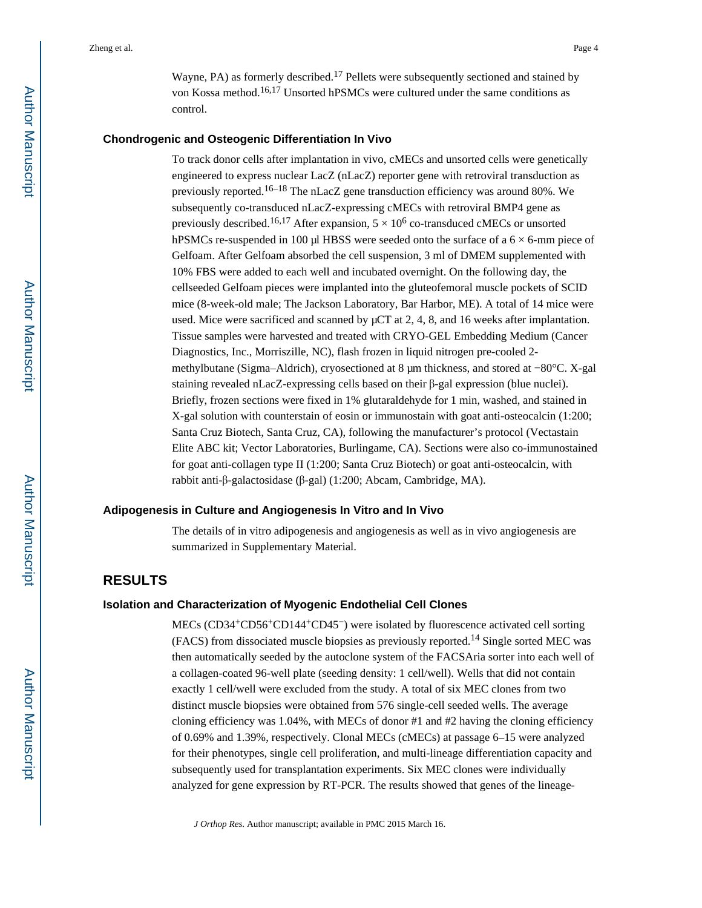Wayne, PA) as formerly described.[17] Pellets were subsequently sectioned and stained by von Kossa method.[16,17] Unsorted hPSMCs were cultured under the same conditions as control.

### Chondrogenic and Osteogenic Differentiation In Vivo

To track donor cells after implantation in vivo, cMECs and unsorted cells were genetically engineered to express nuclear LacZ (nLacZ) reporter gene with retroviral transduction as previously reported.[16–18] The nLacZ gene transduction efficiency was around 80%. We subsequently co-transduced nLacZ-expressing cMECs with retroviral BMP4 gene as previously described.[16,17] After expansion, $5 \times 10^6$ co-transduced cMECs or unsorted hPSMCs re-suspended in 100 µl HBSS were seeded onto the surface of a 6 × 6-mm piece of Gelfoam. After Gelfoam absorbed the cell suspension, 3 ml of DMEM supplemented with 10% FBS were added to each well and incubated overnight. On the following day, the cellseeded Gelfoam pieces were implanted into the gluteofemoral muscle pockets of SCID mice (8-week-old male; The Jackson Laboratory, Bar Harbor, ME). A total of 14 mice were used. Mice were sacrificed and scanned by µCT at 2, 4, 8, and 16 weeks after implantation. Tissue samples were harvested and treated with CRYO-GEL Embedding Medium (Cancer Diagnostics, Inc., Morriszille, NC), flash frozen in liquid nitrogen pre-cooled 2-methylbutane (Sigma–Aldrich), cryosectioned at 8 µm thickness, and stored at −80°C. X-gal staining revealed nLacZ-expressing cells based on their β-gal expression (blue nuclei). Briefly, frozen sections were fixed in 1% glutaraldehyde for 1 min, washed, and stained in X-gal solution with counterstain of eosin or immunostain with goat anti-osteocalcin (1:200; Santa Cruz Biotech, Santa Cruz, CA), following the manufacturer's protocol (Vectastain Elite ABC kit; Vector Laboratories, Burlingame, CA). Sections were also co-immunostained for goat anti-collagen type II (1:200; Santa Cruz Biotech) or goat anti-osteocalcin, with rabbit anti-β-galactosidase (β-gal) (1:200; Abcam, Cambridge, MA).

### Adipogenesis in Culture and Angiogenesis In Vitro and In Vivo

The details of in vitro adipogenesis and angiogenesis as well as in vivo angiogenesis are summarized in Supplementary Material.

## RESULTS

### Isolation and Characterization of Myogenic Endothelial Cell Clones

MECs ($CD34^+CD56^+CD144^+CD45^-$) were isolated by fluorescence activated cell sorting (FACS) from dissociated muscle biopsies as previously reported.[14] Single sorted MEC was then automatically seeded by the autoclone system of the FACSAria sorter into each well of a collagen-coated 96-well plate (seeding density: 1 cell/well). Wells that did not contain exactly 1 cell/well were excluded from the study. A total of six MEC clones from two distinct muscle biopsies were obtained from 576 single-cell seeded wells. The average cloning efficiency was 1.04%, with MECs of donor #1 and #2 having the cloning efficiency of 0.69% and 1.39%, respectively. Clonal MECs (cMECs) at passage 6–15 were analyzed for their phenotypes, single cell proliferation, and multi-lineage differentiation capacity and subsequently used for transplantation experiments. Six MEC clones were individually analyzed for gene expression by RT-PCR. The results showed that genes of the lineage-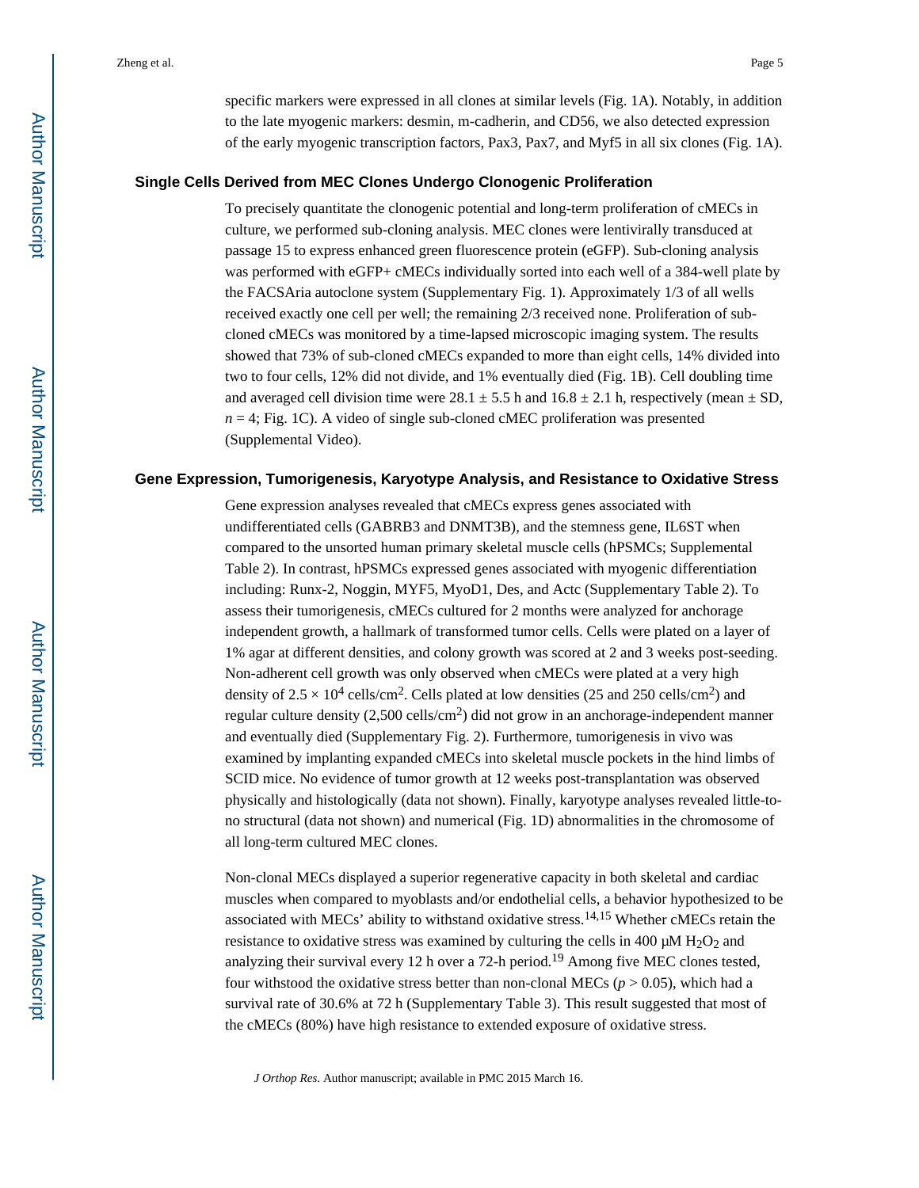specific markers were expressed in all clones at similar levels (Fig. 1A). Notably, in addition to the late myogenic markers: desmin, m-cadherin, and CD56, we also detected expression of the early myogenic transcription factors, Pax3, Pax7, and Myf5 in all six clones (Fig. 1A).

### Single Cells Derived from MEC Clones Undergo Clonogenic Proliferation

To precisely quantitate the clonogenic potential and long-term proliferation of cMECs in culture, we performed sub-cloning analysis. MEC clones were lentivirally transduced at passage 15 to express enhanced green fluorescence protein (eGFP). Sub-cloning analysis was performed with eGFP+ cMECs individually sorted into each well of a 384-well plate by the FACSAria autoclone system (Supplementary Fig. 1). Approximately 1/3 of all wells received exactly one cell per well; the remaining 2/3 received none. Proliferation of sub-cloned cMECs was monitored by a time-lapsed microscopic imaging system. The results showed that 73% of sub-cloned cMECs expanded to more than eight cells, 14% divided into two to four cells, 12% did not divide, and 1% eventually died (Fig. 1B). Cell doubling time and averaged cell division time were $28.1 \pm 5.5$ h and $16.8 \pm 2.1$ h, respectively (mean ± SD, $n = 4$; Fig. 1C). A video of single sub-cloned cMEC proliferation was presented (Supplemental Video).

### Gene Expression, Tumorigenesis, Karyotype Analysis, and Resistance to Oxidative Stress

Gene expression analyses revealed that cMECs express genes associated with undifferentiated cells (GABRB3 and DNMT3B), and the stemness gene, IL6ST when compared to the unsorted human primary skeletal muscle cells (hPSMCs; Supplemental Table 2). In contrast, hPSMCs expressed genes associated with myogenic differentiation including: Runx-2, Noggin, MYF5, MyoD1, Des, and Actc (Supplementary Table 2). To assess their tumorigenesis, cMECs cultured for 2 months were analyzed for anchorage independent growth, a hallmark of transformed tumor cells. Cells were plated on a layer of 1% agar at different densities, and colony growth was scored at 2 and 3 weeks post-seeding. Non-adherent cell growth was only observed when cMECs were plated at a very high density of $2.5 \times 10^4$ cells/cm$^2$. Cells plated at low densities (25 and 250 cells/cm$^2$) and regular culture density (2,500 cells/cm$^2$) did not grow in an anchorage-independent manner and eventually died (Supplementary Fig. 2). Furthermore, tumorigenesis in vivo was examined by implanting expanded cMECs into skeletal muscle pockets in the hind limbs of SCID mice. No evidence of tumor growth at 12 weeks post-transplantation was observed physically and histologically (data not shown). Finally, karyotype analyses revealed little-to-no structural (data not shown) and numerical (Fig. 1D) abnormalities in the chromosome of all long-term cultured MEC clones.

Non-clonal MECs displayed a superior regenerative capacity in both skeletal and cardiac muscles when compared to myoblasts and/or endothelial cells, a behavior hypothesized to be associated with MECs' ability to withstand oxidative stress.[14,15] Whether cMECs retain the resistance to oxidative stress was examined by culturing the cells in 400 μM $H_2O_2$ and analyzing their survival every 12 h over a 72-h period.[19] Among five MEC clones tested, four withstood the oxidative stress better than non-clonal MECs ($p > 0.05$), which had a survival rate of 30.6% at 72 h (Supplementary Table 3). This result suggested that most of the cMECs (80%) have high resistance to extended exposure of oxidative stress.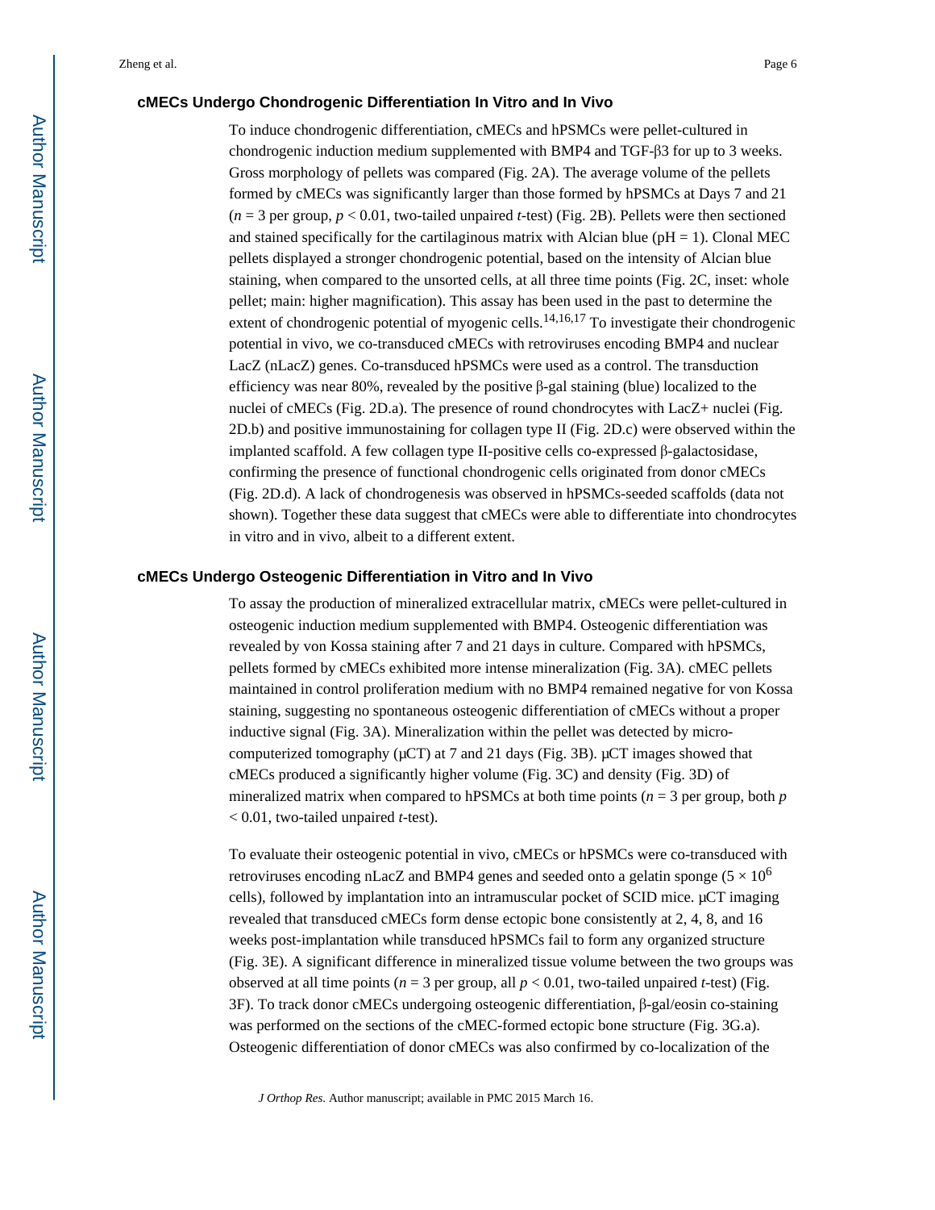### cMECs Undergo Chondrogenic Differentiation In Vitro and In Vivo

To induce chondrogenic differentiation, cMECs and hPSMCs were pellet-cultured in chondrogenic induction medium supplemented with BMP4 and TGF-β3 for up to 3 weeks. Gross morphology of pellets was compared (Fig. 2A). The average volume of the pellets formed by cMECs was significantly larger than those formed by hPSMCs at Days 7 and 21 ($n = 3$ per group, $p < 0.01$, two-tailed unpaired *t*-test) (Fig. 2B). Pellets were then sectioned and stained specifically for the cartilaginous matrix with Alcian blue (pH = 1). Clonal MEC pellets displayed a stronger chondrogenic potential, based on the intensity of Alcian blue staining, when compared to the unsorted cells, at all three time points (Fig. 2C, inset: whole pellet; main: higher magnification). This assay has been used in the past to determine the extent of chondrogenic potential of myogenic cells.[14,16,17] To investigate their chondrogenic potential in vivo, we co-transduced cMECs with retroviruses encoding BMP4 and nuclear LacZ (nLacZ) genes. Co-transduced hPSMCs were used as a control. The transduction efficiency was near 80%, revealed by the positive β-gal staining (blue) localized to the nuclei of cMECs (Fig. 2D.a). The presence of round chondrocytes with LacZ+ nuclei (Fig. 2D.b) and positive immunostaining for collagen type II (Fig. 2D.c) were observed within the implanted scaffold. A few collagen type II-positive cells co-expressed β-galactosidase, confirming the presence of functional chondrogenic cells originated from donor cMECs (Fig. 2D.d). A lack of chondrogenesis was observed in hPSMCs-seeded scaffolds (data not shown). Together these data suggest that cMECs were able to differentiate into chondrocytes in vitro and in vivo, albeit to a different extent.

### cMECs Undergo Osteogenic Differentiation in Vitro and In Vivo

To assay the production of mineralized extracellular matrix, cMECs were pellet-cultured in osteogenic induction medium supplemented with BMP4. Osteogenic differentiation was revealed by von Kossa staining after 7 and 21 days in culture. Compared with hPSMCs, pellets formed by cMECs exhibited more intense mineralization (Fig. 3A). cMEC pellets maintained in control proliferation medium with no BMP4 remained negative for von Kossa staining, suggesting no spontaneous osteogenic differentiation of cMECs without a proper inductive signal (Fig. 3A). Mineralization within the pellet was detected by micro-computerized tomography (μCT) at 7 and 21 days (Fig. 3B). μCT images showed that cMECs produced a significantly higher volume (Fig. 3C) and density (Fig. 3D) of mineralized matrix when compared to hPSMCs at both time points ($n = 3$ per group, both $p < 0.01$, two-tailed unpaired *t*-test).

To evaluate their osteogenic potential in vivo, cMECs or hPSMCs were co-transduced with retroviruses encoding nLacZ and BMP4 genes and seeded onto a gelatin sponge ($5 \times 10^6$ cells), followed by implantation into an intramuscular pocket of SCID mice. μCT imaging revealed that transduced cMECs form dense ectopic bone consistently at 2, 4, 8, and 16 weeks post-implantation while transduced hPSMCs fail to form any organized structure (Fig. 3E). A significant difference in mineralized tissue volume between the two groups was observed at all time points ($n = 3$ per group, all $p < 0.01$, two-tailed unpaired *t*-test) (Fig. 3F). To track donor cMECs undergoing osteogenic differentiation, β-gal/eosin co-staining was performed on the sections of the cMEC-formed ectopic bone structure (Fig. 3G.a). Osteogenic differentiation of donor cMECs was also confirmed by co-localization of the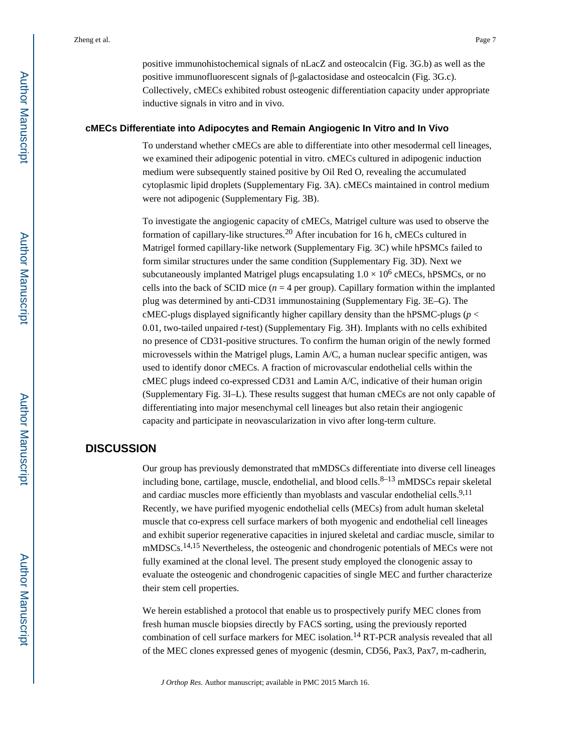positive immunohistochemical signals of nLacZ and osteocalcin (Fig. 3G.b) as well as the positive immunofluorescent signals of β-galactosidase and osteocalcin (Fig. 3G.c). Collectively, cMECs exhibited robust osteogenic differentiation capacity under appropriate inductive signals in vitro and in vivo.

### cMECs Differentiate into Adipocytes and Remain Angiogenic In Vitro and In Vivo

To understand whether cMECs are able to differentiate into other mesodermal cell lineages, we examined their adipogenic potential in vitro. cMECs cultured in adipogenic induction medium were subsequently stained positive by Oil Red O, revealing the accumulated cytoplasmic lipid droplets (Supplementary Fig. 3A). cMECs maintained in control medium were not adipogenic (Supplementary Fig. 3B).

To investigate the angiogenic capacity of cMECs, Matrigel culture was used to observe the formation of capillary-like structures.[20] After incubation for 16 h, cMECs cultured in Matrigel formed capillary-like network (Supplementary Fig. 3C) while hPSMCs failed to form similar structures under the same condition (Supplementary Fig. 3D). Next we subcutaneously implanted Matrigel plugs encapsulating $1.0 \times 10^6$ cMECs, hPSMCs, or no cells into the back of SCID mice ($n = 4$ per group). Capillary formation within the implanted plug was determined by anti-CD31 immunostaining (Supplementary Fig. 3E–G). The cMEC-plugs displayed significantly higher capillary density than the hPSMC-plugs ($p < 0.01$, two-tailed unpaired $t$-test) (Supplementary Fig. 3H). Implants with no cells exhibited no presence of CD31-positive structures. To confirm the human origin of the newly formed microvessels within the Matrigel plugs, Lamin A/C, a human nuclear specific antigen, was used to identify donor cMECs. A fraction of microvascular endothelial cells within the cMEC plugs indeed co-expressed CD31 and Lamin A/C, indicative of their human origin (Supplementary Fig. 3I–L). These results suggest that human cMECs are not only capable of differentiating into major mesenchymal cell lineages but also retain their angiogenic capacity and participate in neovascularization in vivo after long-term culture.

## DISCUSSION

Our group has previously demonstrated that mMDSCs differentiate into diverse cell lineages including bone, cartilage, muscle, endothelial, and blood cells.[8–13] mMDSCs repair skeletal and cardiac muscles more efficiently than myoblasts and vascular endothelial cells.[9,11] Recently, we have purified myogenic endothelial cells (MECs) from adult human skeletal muscle that co-express cell surface markers of both myogenic and endothelial cell lineages and exhibit superior regenerative capacities in injured skeletal and cardiac muscle, similar to mMDSCs.[14,15] Nevertheless, the osteogenic and chondrogenic potentials of MECs were not fully examined at the clonal level. The present study employed the clonogenic assay to evaluate the osteogenic and chondrogenic capacities of single MEC and further characterize their stem cell properties.

We herein established a protocol that enable us to prospectively purify MEC clones from fresh human muscle biopsies directly by FACS sorting, using the previously reported combination of cell surface markers for MEC isolation.[14] RT-PCR analysis revealed that all of the MEC clones expressed genes of myogenic (desmin, CD56, Pax3, Pax7, m-cadherin,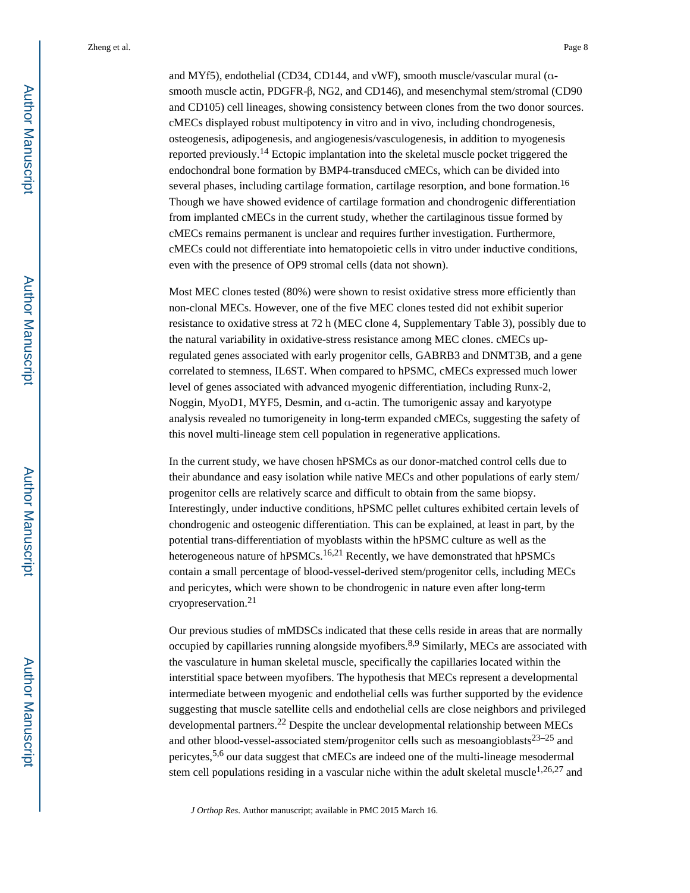and MYf5), endothelial (CD34, CD144, and vWF), smooth muscle/vascular mural (α-smooth muscle actin, PDGFR-β, NG2, and CD146), and mesenchymal stem/stromal (CD90 and CD105) cell lineages, showing consistency between clones from the two donor sources. cMECs displayed robust multipotency in vitro and in vivo, including chondrogenesis, osteogenesis, adipogenesis, and angiogenesis/vasculogenesis, in addition to myogenesis reported previously.[14] Ectopic implantation into the skeletal muscle pocket triggered the endochondral bone formation by BMP4-transduced cMECs, which can be divided into several phases, including cartilage formation, cartilage resorption, and bone formation.[16] Though we have showed evidence of cartilage formation and chondrogenic differentiation from implanted cMECs in the current study, whether the cartilaginous tissue formed by cMECs remains permanent is unclear and requires further investigation. Furthermore, cMECs could not differentiate into hematopoietic cells in vitro under inductive conditions, even with the presence of OP9 stromal cells (data not shown).

Most MEC clones tested (80%) were shown to resist oxidative stress more efficiently than non-clonal MECs. However, one of the five MEC clones tested did not exhibit superior resistance to oxidative stress at 72 h (MEC clone 4, Supplementary Table 3), possibly due to the natural variability in oxidative-stress resistance among MEC clones. cMECs up-regulated genes associated with early progenitor cells, GABRB3 and DNMT3B, and a gene correlated to stemness, IL6ST. When compared to hPSMC, cMECs expressed much lower level of genes associated with advanced myogenic differentiation, including Runx-2, Noggin, MyoD1, MYF5, Desmin, and α-actin. The tumorigenic assay and karyotype analysis revealed no tumorigeneity in long-term expanded cMECs, suggesting the safety of this novel multi-lineage stem cell population in regenerative applications.

In the current study, we have chosen hPSMCs as our donor-matched control cells due to their abundance and easy isolation while native MECs and other populations of early stem/progenitor cells are relatively scarce and difficult to obtain from the same biopsy. Interestingly, under inductive conditions, hPSMC pellet cultures exhibited certain levels of chondrogenic and osteogenic differentiation. This can be explained, at least in part, by the potential trans-differentiation of myoblasts within the hPSMC culture as well as the heterogeneous nature of hPSMCs.[16,21] Recently, we have demonstrated that hPSMCs contain a small percentage of blood-vessel-derived stem/progenitor cells, including MECs and pericytes, which were shown to be chondrogenic in nature even after long-term cryopreservation.[21]

Our previous studies of mMDSCs indicated that these cells reside in areas that are normally occupied by capillaries running alongside myofibers.[8,9] Similarly, MECs are associated with the vasculature in human skeletal muscle, specifically the capillaries located within the interstitial space between myofibers. The hypothesis that MECs represent a developmental intermediate between myogenic and endothelial cells was further supported by the evidence suggesting that muscle satellite cells and endothelial cells are close neighbors and privileged developmental partners.[22] Despite the unclear developmental relationship between MECs and other blood-vessel-associated stem/progenitor cells such as mesoangioblasts[23–25] and pericytes,[5,6] our data suggest that cMECs are indeed one of the multi-lineage mesodermal stem cell populations residing in a vascular niche within the adult skeletal muscle[1,26,27] and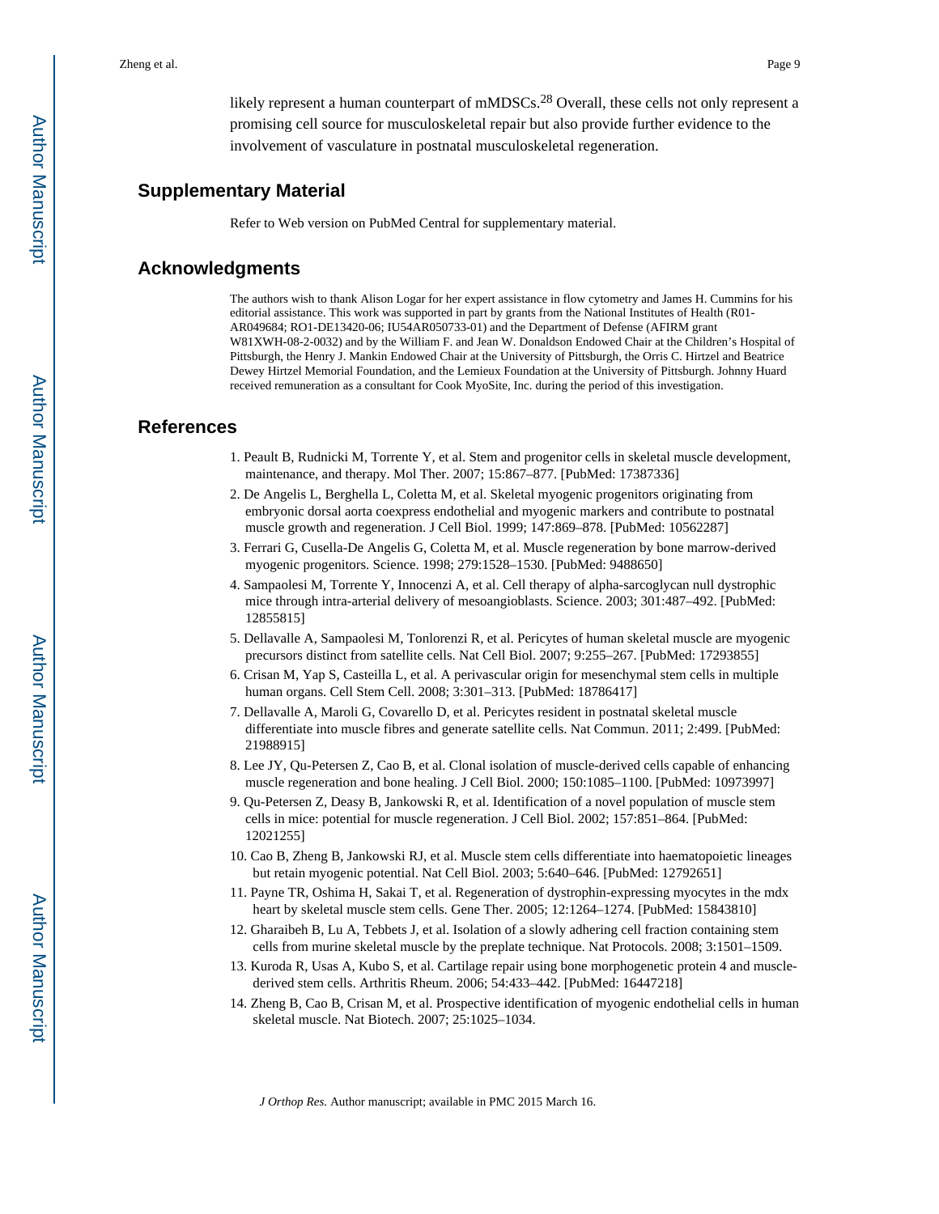likely represent a human counterpart of mMDSCs.[28] Overall, these cells not only represent a promising cell source for musculoskeletal repair but also provide further evidence to the involvement of vasculature in postnatal musculoskeletal regeneration.

## Supplementary Material

Refer to Web version on PubMed Central for supplementary material.

## Acknowledgments

The authors wish to thank Alison Logar for her expert assistance in flow cytometry and James H. Cummins for his editorial assistance. This work was supported in part by grants from the National Institutes of Health (R01-AR049684; RO1-DE13420-06; IU54AR050733-01) and the Department of Defense (AFIRM grant W81XWH-08-2-0032) and by the William F. and Jean W. Donaldson Endowed Chair at the Children's Hospital of Pittsburgh, the Henry J. Mankin Endowed Chair at the University of Pittsburgh, the Orris C. Hirtzel and Beatrice Dewey Hirtzel Memorial Foundation, and the Lemieux Foundation at the University of Pittsburgh. Johnny Huard received remuneration as a consultant for Cook MyoSite, Inc. during the period of this investigation.

## References

1. Peault B, Rudnicki M, Torrente Y, et al. Stem and progenitor cells in skeletal muscle development, maintenance, and therapy. Mol Ther. 2007; 15:867–877. [PubMed: 17387336]
2. De Angelis L, Berghella L, Coletta M, et al. Skeletal myogenic progenitors originating from embryonic dorsal aorta coexpress endothelial and myogenic markers and contribute to postnatal muscle growth and regeneration. J Cell Biol. 1999; 147:869–878. [PubMed: 10562287]
3. Ferrari G, Cusella-De Angelis G, Coletta M, et al. Muscle regeneration by bone marrow-derived myogenic progenitors. Science. 1998; 279:1528–1530. [PubMed: 9488650]
4. Sampaolesi M, Torrente Y, Innocenzi A, et al. Cell therapy of alpha-sarcoglycan null dystrophic mice through intra-arterial delivery of mesoangioblasts. Science. 2003; 301:487–492. [PubMed: 12855815]
5. Dellavalle A, Sampaolesi M, Tonlorenzi R, et al. Pericytes of human skeletal muscle are myogenic precursors distinct from satellite cells. Nat Cell Biol. 2007; 9:255–267. [PubMed: 17293855]
6. Crisan M, Yap S, Casteilla L, et al. A perivascular origin for mesenchymal stem cells in multiple human organs. Cell Stem Cell. 2008; 3:301–313. [PubMed: 18786417]
7. Dellavalle A, Maroli G, Covarello D, et al. Pericytes resident in postnatal skeletal muscle differentiate into muscle fibres and generate satellite cells. Nat Commun. 2011; 2:499. [PubMed: 21988915]
8. Lee JY, Qu-Petersen Z, Cao B, et al. Clonal isolation of muscle-derived cells capable of enhancing muscle regeneration and bone healing. J Cell Biol. 2000; 150:1085–1100. [PubMed: 10973997]
9. Qu-Petersen Z, Deasy B, Jankowski R, et al. Identification of a novel population of muscle stem cells in mice: potential for muscle regeneration. J Cell Biol. 2002; 157:851–864. [PubMed: 12021255]
10. Cao B, Zheng B, Jankowski RJ, et al. Muscle stem cells differentiate into haematopoietic lineages but retain myogenic potential. Nat Cell Biol. 2003; 5:640–646. [PubMed: 12792651]
11. Payne TR, Oshima H, Sakai T, et al. Regeneration of dystrophin-expressing myocytes in the mdx heart by skeletal muscle stem cells. Gene Ther. 2005; 12:1264–1274. [PubMed: 15843810]
12. Gharaibeh B, Lu A, Tebbets J, et al. Isolation of a slowly adhering cell fraction containing stem cells from murine skeletal muscle by the preplate technique. Nat Protocols. 2008; 3:1501–1509.
13. Kuroda R, Usas A, Kubo S, et al. Cartilage repair using bone morphogenetic protein 4 and muscle-derived stem cells. Arthritis Rheum. 2006; 54:433–442. [PubMed: 16447218]
14. Zheng B, Cao B, Crisan M, et al. Prospective identification of myogenic endothelial cells in human skeletal muscle. Nat Biotech. 2007; 25:1025–1034.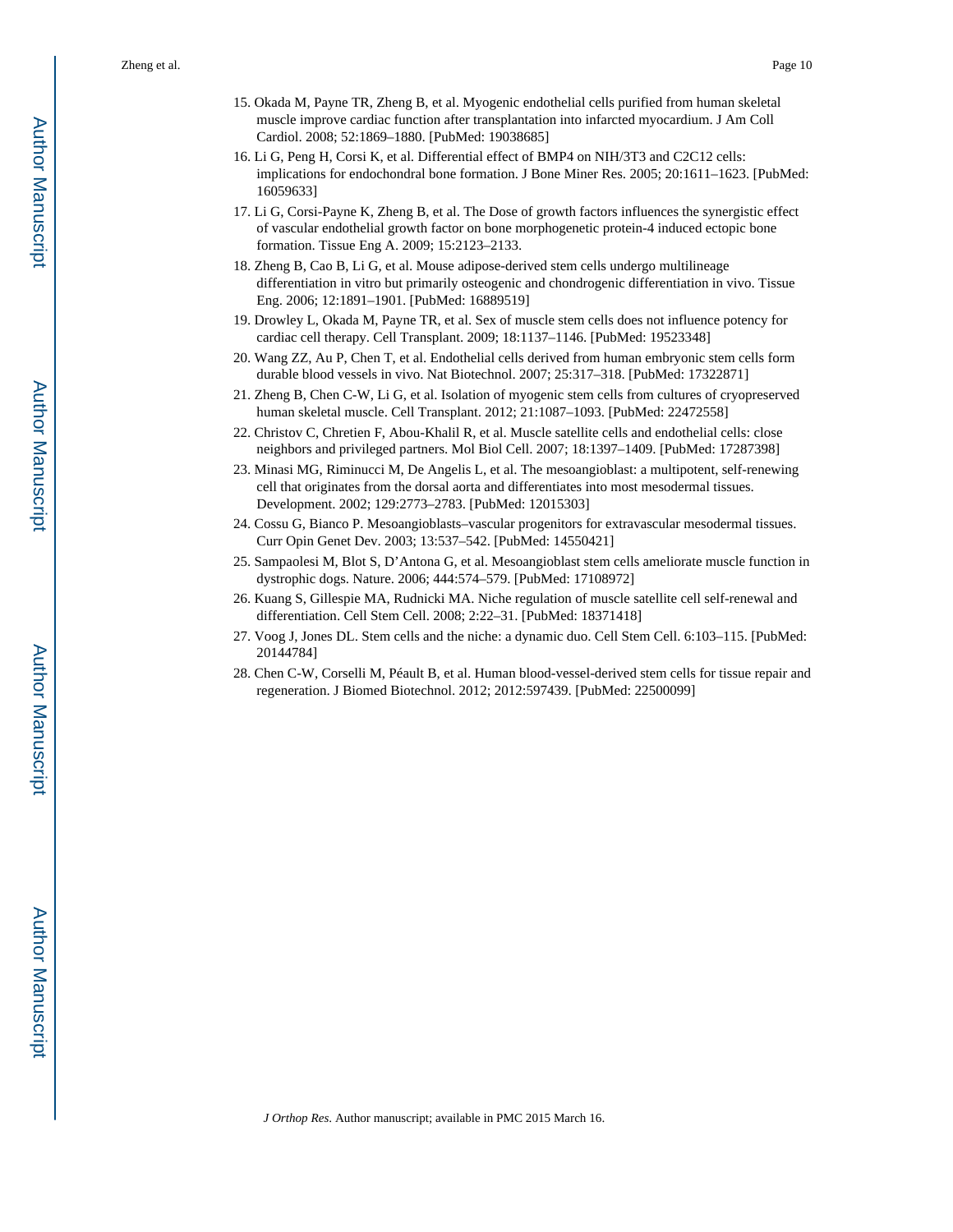15. Okada M, Payne TR, Zheng B, et al. Myogenic endothelial cells purified from human skeletal muscle improve cardiac function after transplantation into infarcted myocardium. J Am Coll Cardiol. 2008; 52:1869–1880. [PubMed: 19038685]
16. Li G, Peng H, Corsi K, et al. Differential effect of BMP4 on NIH/3T3 and C2C12 cells: implications for endochondral bone formation. J Bone Miner Res. 2005; 20:1611–1623. [PubMed: 16059633]
17. Li G, Corsi-Payne K, Zheng B, et al. The Dose of growth factors influences the synergistic effect of vascular endothelial growth factor on bone morphogenetic protein-4 induced ectopic bone formation. Tissue Eng A. 2009; 15:2123–2133.
18. Zheng B, Cao B, Li G, et al. Mouse adipose-derived stem cells undergo multilineage differentiation in vitro but primarily osteogenic and chondrogenic differentiation in vivo. Tissue Eng. 2006; 12:1891–1901. [PubMed: 16889519]
19. Drowley L, Okada M, Payne TR, et al. Sex of muscle stem cells does not influence potency for cardiac cell therapy. Cell Transplant. 2009; 18:1137–1146. [PubMed: 19523348]
20. Wang ZZ, Au P, Chen T, et al. Endothelial cells derived from human embryonic stem cells form durable blood vessels in vivo. Nat Biotechnol. 2007; 25:317–318. [PubMed: 17322871]
21. Zheng B, Chen C-W, Li G, et al. Isolation of myogenic stem cells from cultures of cryopreserved human skeletal muscle. Cell Transplant. 2012; 21:1087–1093. [PubMed: 22472558]
22. Christov C, Chretien F, Abou-Khalil R, et al. Muscle satellite cells and endothelial cells: close neighbors and privileged partners. Mol Biol Cell. 2007; 18:1397–1409. [PubMed: 17287398]
23. Minasi MG, Riminucci M, De Angelis L, et al. The mesoangioblast: a multipotent, self-renewing cell that originates from the dorsal aorta and differentiates into most mesodermal tissues. Development. 2002; 129:2773–2783. [PubMed: 12015303]
24. Cossu G, Bianco P. Mesoangioblasts–vascular progenitors for extravascular mesodermal tissues. Curr Opin Genet Dev. 2003; 13:537–542. [PubMed: 14550421]
25. Sampaolesi M, Blot S, D'Antona G, et al. Mesoangioblast stem cells ameliorate muscle function in dystrophic dogs. Nature. 2006; 444:574–579. [PubMed: 17108972]
26. Kuang S, Gillespie MA, Rudnicki MA. Niche regulation of muscle satellite cell self-renewal and differentiation. Cell Stem Cell. 2008; 2:22–31. [PubMed: 18371418]
27. Voog J, Jones DL. Stem cells and the niche: a dynamic duo. Cell Stem Cell. 6:103–115. [PubMed: 20144784]
28. Chen C-W, Corselli M, Péault B, et al. Human blood-vessel-derived stem cells for tissue repair and regeneration. J Biomed Biotechnol. 2012; 2012:597439. [PubMed: 22500099]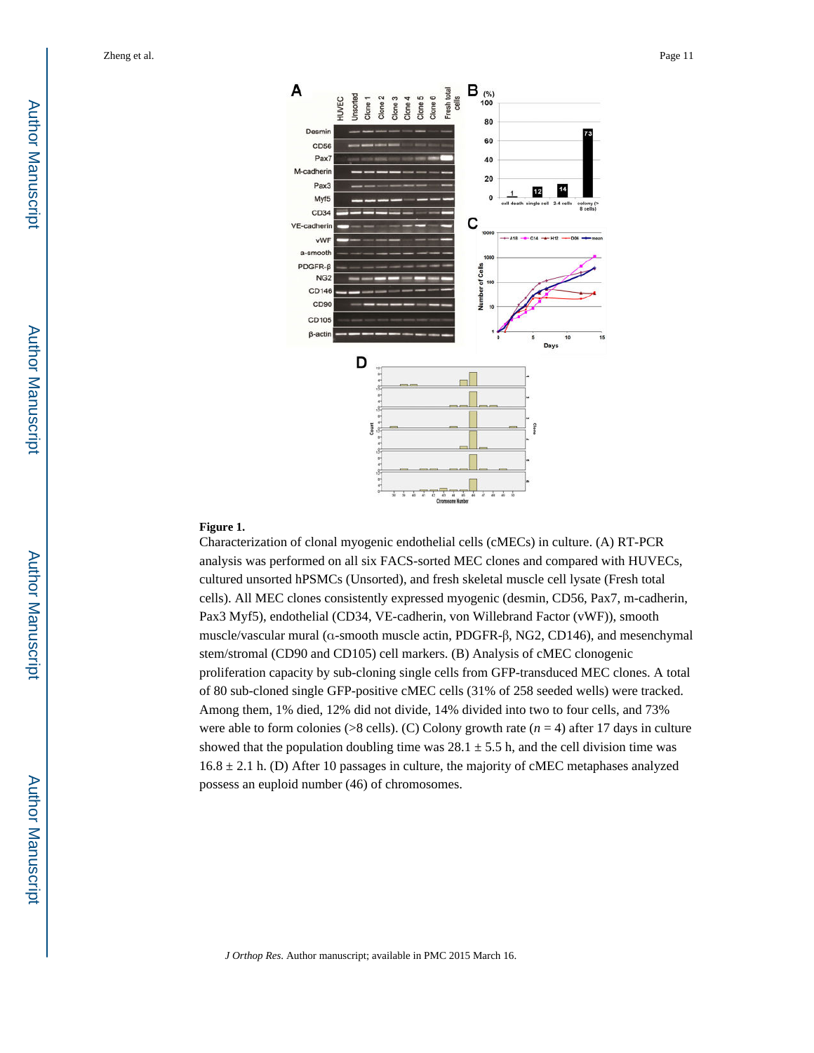**Figure 1.**

Characterization of clonal myogenic endothelial cells (cMECs) in culture. (A) RT-PCR analysis was performed on all six FACS-sorted MEC clones and compared with HUVECs, cultured unsorted hPSMCs (Unsorted), and fresh skeletal muscle cell lysate (Fresh total cells). All MEC clones consistently expressed myogenic (desmin, CD56, Pax7, m-cadherin, Pax3 Myf5), endothelial (CD34, VE-cadherin, von Willebrand Factor (vWF)), smooth muscle/vascular mural (α-smooth muscle actin, PDGFR-β, NG2, CD146), and mesenchymal stem/stromal (CD90 and CD105) cell markers. (B) Analysis of cMEC clonogenic proliferation capacity by sub-cloning single cells from GFP-transduced MEC clones. A total of 80 sub-cloned single GFP-positive cMEC cells (31% of 258 seeded wells) were tracked. Among them, 1% died, 12% did not divide, 14% divided into two to four cells, and 73% were able to form colonies (>8 cells). (C) Colony growth rate ($n = 4$) after 17 days in culture showed that the population doubling time was $28.1 \pm 5.5$ h, and the cell division time was $16.8 \pm 2.1$ h. (D) After 10 passages in culture, the majority of cMEC metaphases analyzed possess an euploid number (46) of chromosomes.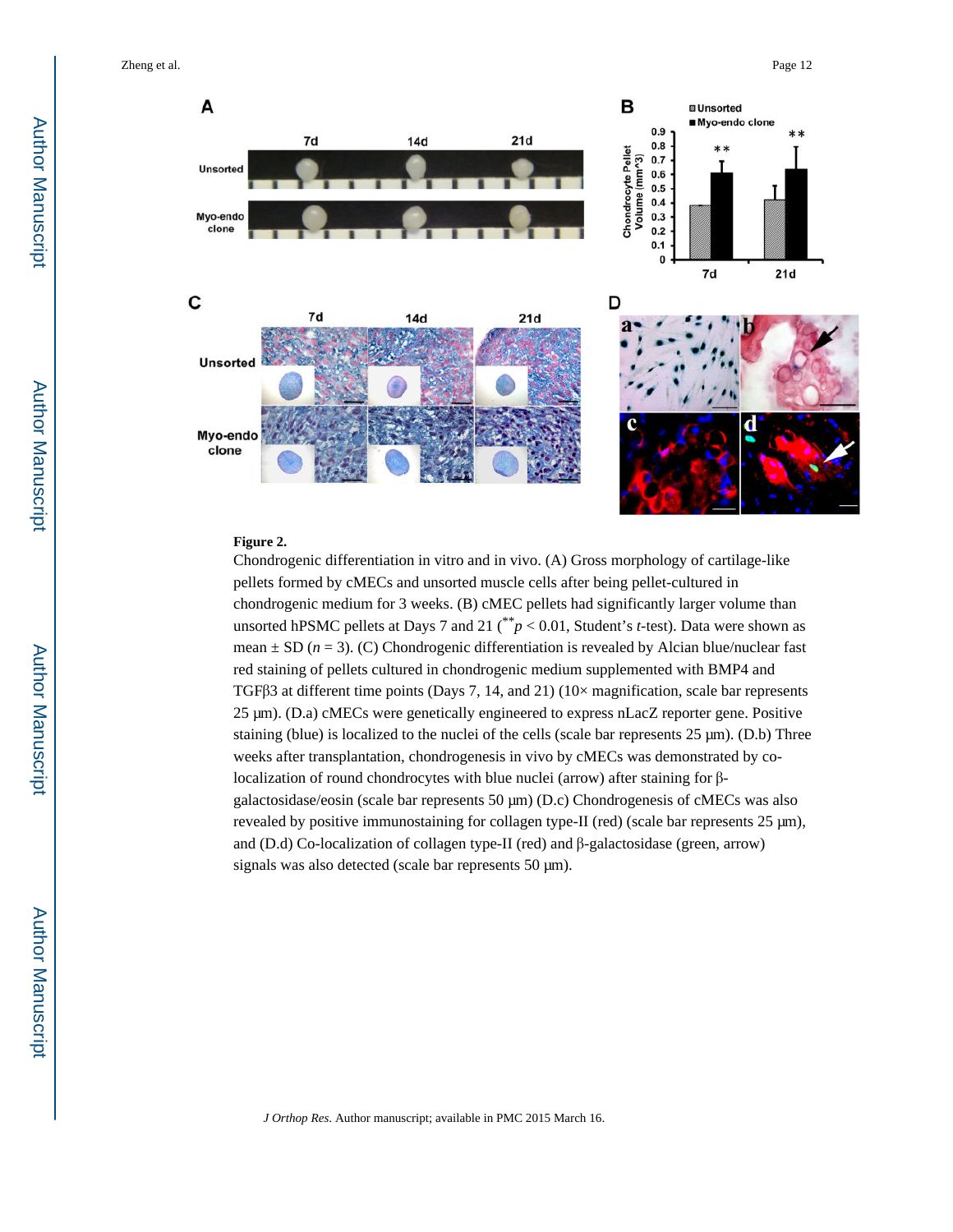**Figure 2.**

Chondrogenic differentiation in vitro and in vivo. (A) Gross morphology of cartilage-like pellets formed by cMECs and unsorted muscle cells after being pellet-cultured in chondrogenic medium for 3 weeks. (B) cMEC pellets had significantly larger volume than unsorted hPSMC pellets at Days 7 and 21 ($^{**}p < 0.01$, Student's *t*-test). Data were shown as mean ± SD ($n = 3$). (C) Chondrogenic differentiation is revealed by Alcian blue/nuclear fast red staining of pellets cultured in chondrogenic medium supplemented with BMP4 and TGFβ3 at different time points (Days 7, 14, and 21) (10× magnification, scale bar represents 25 μm). (D.a) cMECs were genetically engineered to express nLacZ reporter gene. Positive staining (blue) is localized to the nuclei of the cells (scale bar represents 25 μm). (D.b) Three weeks after transplantation, chondrogenesis in vivo by cMECs was demonstrated by co-localization of round chondrocytes with blue nuclei (arrow) after staining for β-galactosidase/eosin (scale bar represents 50 μm) (D.c) Chondrogenesis of cMECs was also revealed by positive immunostaining for collagen type-II (red) (scale bar represents 25 μm), and (D.d) Co-localization of collagen type-II (red) and β-galactosidase (green, arrow) signals was also detected (scale bar represents 50 μm).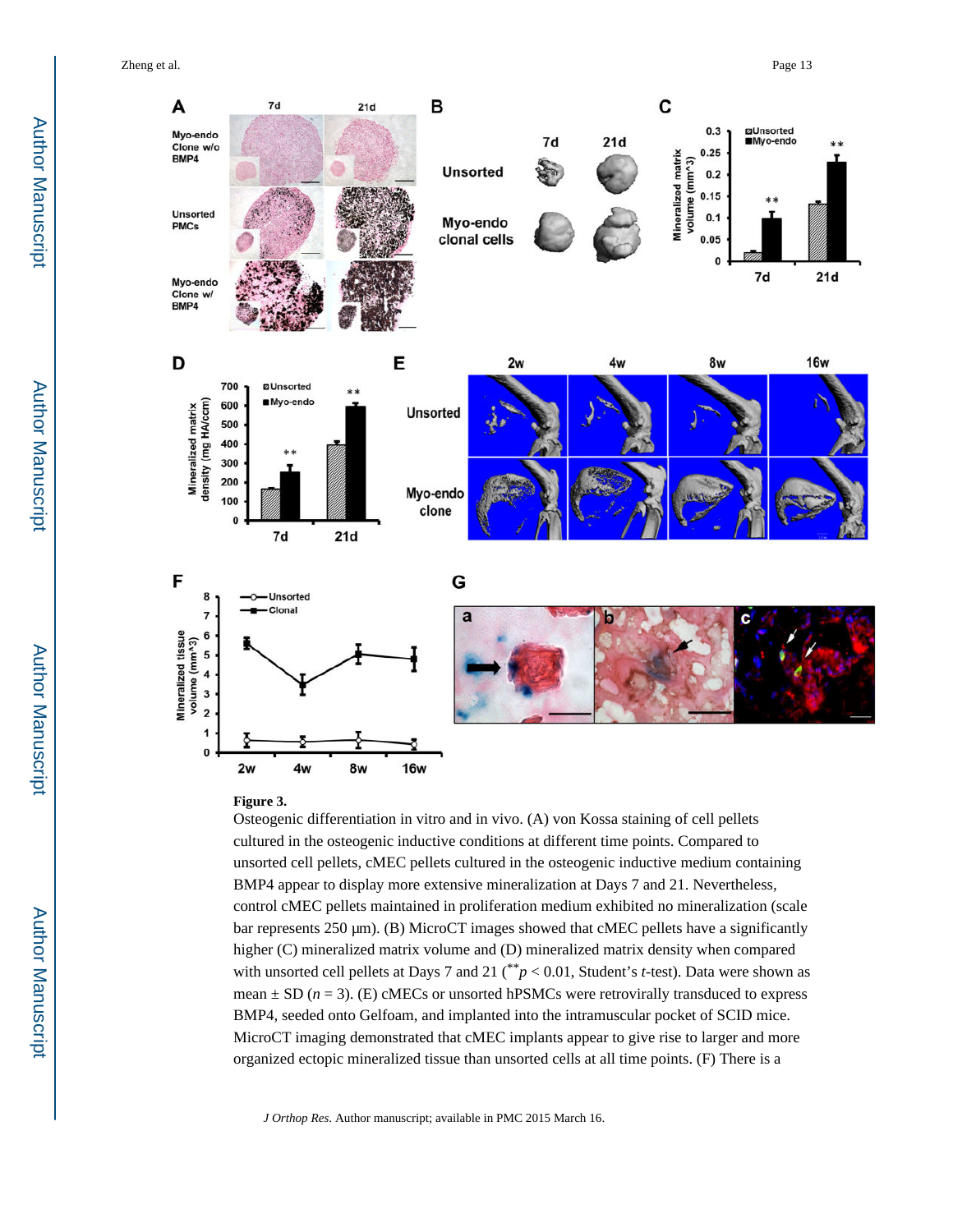**Figure 3.**

Osteogenic differentiation in vitro and in vivo. (A) von Kossa staining of cell pellets cultured in the osteogenic inductive conditions at different time points. Compared to unsorted cell pellets, cMEC pellets cultured in the osteogenic inductive medium containing BMP4 appear to display more extensive mineralization at Days 7 and 21. Nevertheless, control cMEC pellets maintained in proliferation medium exhibited no mineralization (scale bar represents 250 μm). (B) MicroCT images showed that cMEC pellets have a significantly higher (C) mineralized matrix volume and (D) mineralized matrix density when compared with unsorted cell pellets at Days 7 and 21 ($^{**}p < 0.01$, Student's *t*-test). Data were shown as mean ± SD ($n = 3$). (E) cMECs or unsorted hPSMCs were retrovirally transduced to express BMP4, seeded onto Gelfoam, and implanted into the intramuscular pocket of SCID mice. MicroCT imaging demonstrated that cMEC implants appear to give rise to larger and more organized ectopic mineralized tissue than unsorted cells at all time points. (F) There is a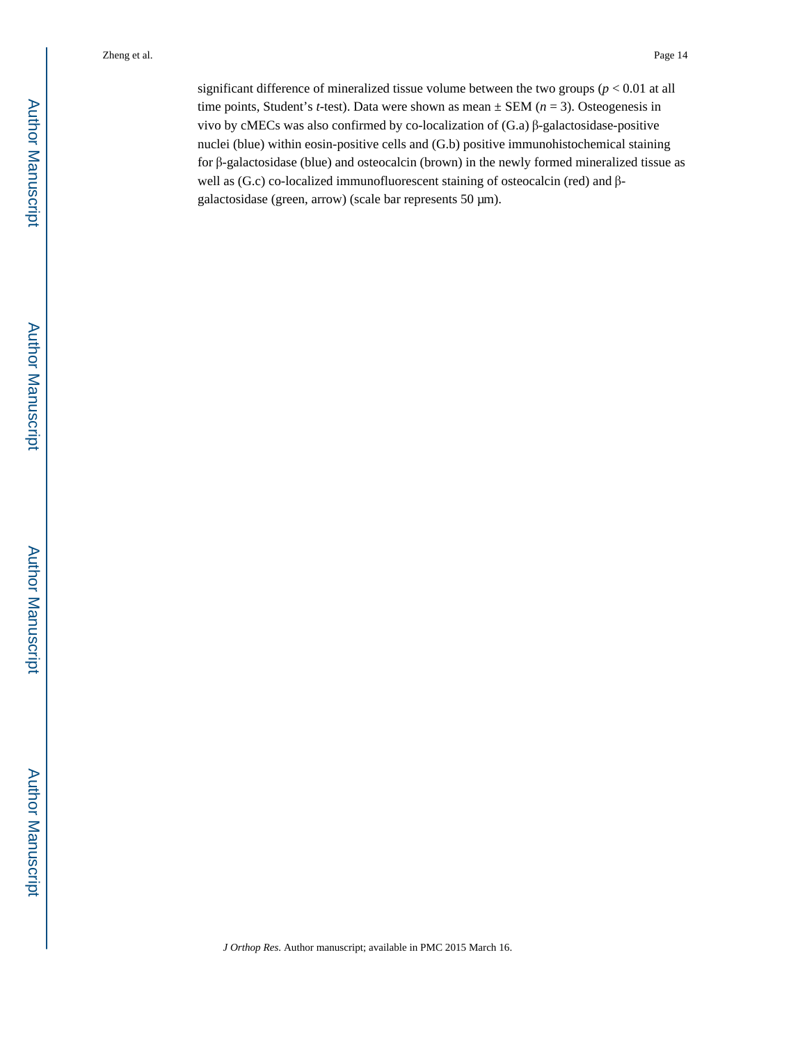significant difference of mineralized tissue volume between the two groups ($p < 0.01$ at all time points, Student's *t*-test). Data were shown as mean ± SEM ($n = 3$). Osteogenesis in vivo by cMECs was also confirmed by co-localization of (G.a) β-galactosidase-positive nuclei (blue) within eosin-positive cells and (G.b) positive immunohistochemical staining for β-galactosidase (blue) and osteocalcin (brown) in the newly formed mineralized tissue as well as (G.c) co-localized immunofluorescent staining of osteocalcin (red) and β-galactosidase (green, arrow) (scale bar represents 50 μm).